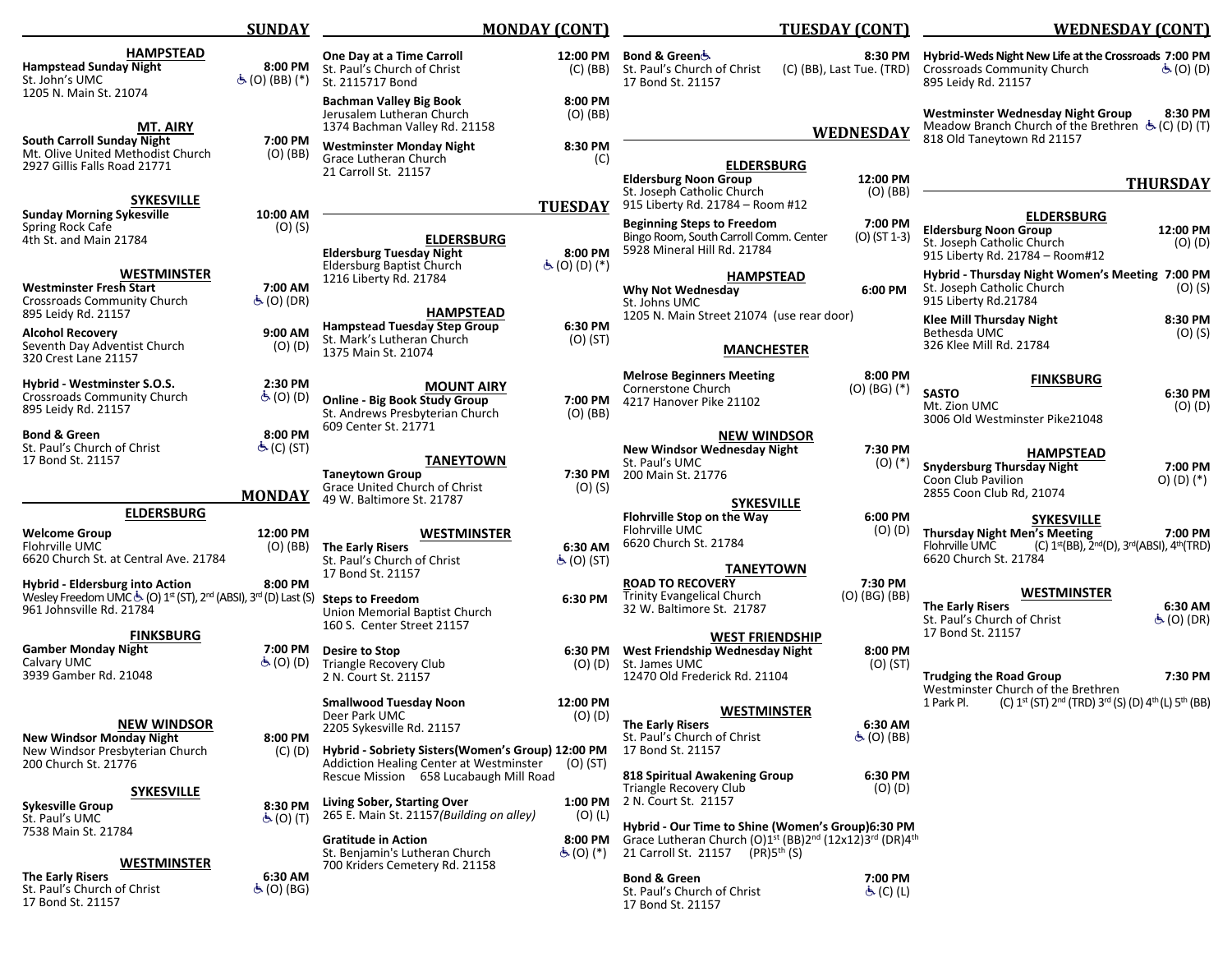## SUNDAY

### HAMPSTEAD

**Hampstead Sunday Night** — 8:00 PM
St. John's UMC — ♿ (O) (BB) (*)
1205 N. Main St. 21074

### MT. AIRY

**South Carroll Sunday Night** — 7:00 PM
Mt. Olive United Methodist Church — (O) (BB)
2927 Gillis Falls Road 21771

### SYKESVILLE

**Sunday Morning Sykesville** — 10:00 AM
Spring Rock Cafe — (O) (S)
4th St. and Main 21784

### WESTMINSTER

**Westminster Fresh Start** — 7:00 AM
Crossroads Community Church — ♿ (O) (DR)
895 Leidy Rd. 21157

**Alcohol Recovery** — 9:00 AM
Seventh Day Adventist Church — (O) (D)
320 Crest Lane 21157

**Hybrid - Westminster S.O.S.** — 2:30 PM
Crossroads Community Church — ♿ (O) (D)
895 Leidy Rd. 21157

**Bond & Green** — 8:00 PM
St. Paul's Church of Christ — ♿ (C) (ST)
17 Bond St. 21157

## MONDAY

### ELDERSBURG

**Welcome Group** — 12:00 PM
Flohrville UMC — (O) (BB)
6620 Church St. at Central Ave. 21784

**Hybrid - Eldersburg into Action** — 8:00 PM
Wesley Freedom UMC ♿ (O) 1st (ST), 2nd (ABSI), 3rd (D) Last (S)
961 Johnsville Rd. 21784

### FINKSBURG

**Gamber Monday Night** — 7:00 PM
Calvary UMC — ♿ (O) (D)
3939 Gamber Rd. 21048

### NEW WINDSOR

**New Windsor Monday Night** — 8:00 PM
New Windsor Presbyterian Church — (C) (D)
200 Church St. 21776

### SYKESVILLE

**Sykesville Group** — 8:30 PM
St. Paul's UMC — ♿ (O) (T)
7538 Main St. 21784

### WESTMINSTER

**The Early Risers** — 6:30 AM
St. Paul's Church of Christ — ♿ (O) (BG)
17 Bond St. 21157

## MONDAY (CONT)

**One Day at a Time Carroll** — 12:00 PM
St. Paul's Church of Christ — (C) (BB)
St. 2115717 Bond

**Bachman Valley Big Book** — 8:00 PM
Jerusalem Lutheran Church — (O) (BB)
1374 Bachman Valley Rd. 21158

**Westminster Monday Night** — 8:30 PM
Grace Lutheran Church — (C)
21 Carroll St. 21157

## TUESDAY

### ELDERSBURG

**Eldersburg Tuesday Night** — 8:00 PM
Eldersburg Baptist Church — ♿ (O) (D) (*)
1216 Liberty Rd. 21784

### HAMPSTEAD

**Hampstead Tuesday Step Group** — 6:30 PM
St. Mark's Lutheran Church — (O) (ST)
1375 Main St. 21074

### MOUNT AIRY

**Online - Big Book Study Group** — 7:00 PM
St. Andrews Presbyterian Church — (O) (BB)
609 Center St. 21771

### TANEYTOWN

**Taneytown Group** — 7:30 PM
Grace United Church of Christ — (O) (S)
49 W. Baltimore St. 21787

### WESTMINSTER

**The Early Risers** — 6:30 AM
St. Paul's Church of Christ — ♿ (O) (ST)
17 Bond St. 21157

**Steps to Freedom** — 6:30 PM
Union Memorial Baptist Church
160 S. Center Street 21157

**Desire to Stop** — 6:30 PM
Triangle Recovery Club — (O) (D)
2 N. Court St. 21157

**Smallwood Tuesday Noon** — 12:00 PM
Deer Park UMC — (O) (D)
2205 Sykesville Rd. 21157

**Hybrid - Sobriety Sisters(Women's Group)** — 12:00 PM
Addiction Healing Center at Westminster — (O) (ST)
Rescue Mission 658 Lucabaugh Mill Road

**Living Sober, Starting Over** — 1:00 PM
265 E. Main St. 21157*(Building on alley)* — (O) (L)

**Gratitude in Action** — 8:00 PM
St. Benjamin's Lutheran Church — ♿ (O) (*)
700 Kriders Cemetery Rd. 21158

## TUESDAY (CONT)

**Bond & Green** ♿ — 8:30 PM
St. Paul's Church of Christ — (C) (BB), Last Tue. (TRD)
17 Bond St. 21157

## WEDNESDAY

### ELDERSBURG

**Eldersburg Noon Group** — 12:00 PM
St. Joseph Catholic Church — (O) (BB)
915 Liberty Rd. 21784 – Room #12

**Beginning Steps to Freedom** — 7:00 PM
Bingo Room, South Carroll Comm. Center — (O) (ST 1-3)
5928 Mineral Hill Rd. 21784

### HAMPSTEAD

**Why Not Wednesday** — 6:00 PM
St. Johns UMC
1205 N. Main Street 21074 (use rear door)

### MANCHESTER

**Melrose Beginners Meeting** — 8:00 PM
Cornerstone Church — (O) (BG) (*)
4217 Hanover Pike 21102

### NEW WINDSOR

**New Windsor Wednesday Night** — 7:30 PM
St. Paul's UMC — (O) (*)
200 Main St. 21776

### SYKESVILLE

**Flohrville Stop on the Way** — 6:00 PM
Flohrville UMC — (O) (D)
6620 Church St. 21784

### TANEYTOWN

**ROAD TO RECOVERY** — 7:30 PM
Trinity Evangelical Church — (O) (BG) (BB)
32 W. Baltimore St. 21787

### WEST FRIENDSHIP

**West Friendship Wednesday Night** — 8:00 PM
St. James UMC — (O) (ST)
12470 Old Frederick Rd. 21104

### WESTMINSTER

**The Early Risers** — 6:30 AM
St. Paul's Church of Christ — ♿ (O) (BB)
17 Bond St. 21157

**818 Spiritual Awakening Group** — 6:30 PM
Triangle Recovery Club — (O) (D)
2 N. Court St. 21157

**Hybrid - Our Time to Shine (Women's Group)** — 6:30 PM
Grace Lutheran Church (O)1st (BB)2nd (12x12)3rd (DR)4th
21 Carroll St. 21157 (PR)5th (S)

**Bond & Green** — 7:00 PM
St. Paul's Church of Christ — ♿ (C) (L)
17 Bond St. 21157

## WEDNESDAY (CONT)

**Hybrid-Weds Night New Life at the Crossroads** — 7:00 PM
Crossroads Community Church — ♿ (O) (D)
895 Leidy Rd. 21157

**Westminster Wednesday Night Group** — 8:30 PM
Meadow Branch Church of the Brethren — ♿ (C) (D) (T)
818 Old Taneytown Rd 21157

## THURSDAY

### ELDERSBURG

**Eldersburg Noon Group** — 12:00 PM
St. Joseph Catholic Church — (O) (D)
915 Liberty Rd. 21784 – Room#12

**Hybrid - Thursday Night Women's Meeting** — 7:00 PM
St. Joseph Catholic Church — (O) (S)
915 Liberty Rd.21784

**Klee Mill Thursday Night** — 8:30 PM
Bethesda UMC — (O) (S)
326 Klee Mill Rd. 21784

### FINKSBURG

**SASTO** — 6:30 PM
Mt. Zion UMC — (O) (D)
3006 Old Westminster Pike21048

### HAMPSTEAD

**Snydersburg Thursday Night** — 7:00 PM
Coon Club Pavilion — O) (D) (*)
2855 Coon Club Rd, 21074

### SYKESVILLE

**Thursday Night Men's Meeting** — 7:00 PM
Flohrville UMC — (C) 1st(BB), 2nd(D), 3rd(ABSI), 4th(TRD)
6620 Church St. 21784

### WESTMINSTER

**The Early Risers** — 6:30 AM
St. Paul's Church of Christ — ♿ (O) (DR)
17 Bond St. 21157

**Trudging the Road Group** — 7:30 PM
Westminster Church of the Brethren
1 Park Pl. — (C) 1st (ST) 2nd (TRD) 3rd (S) (D) 4th (L) 5th (BB)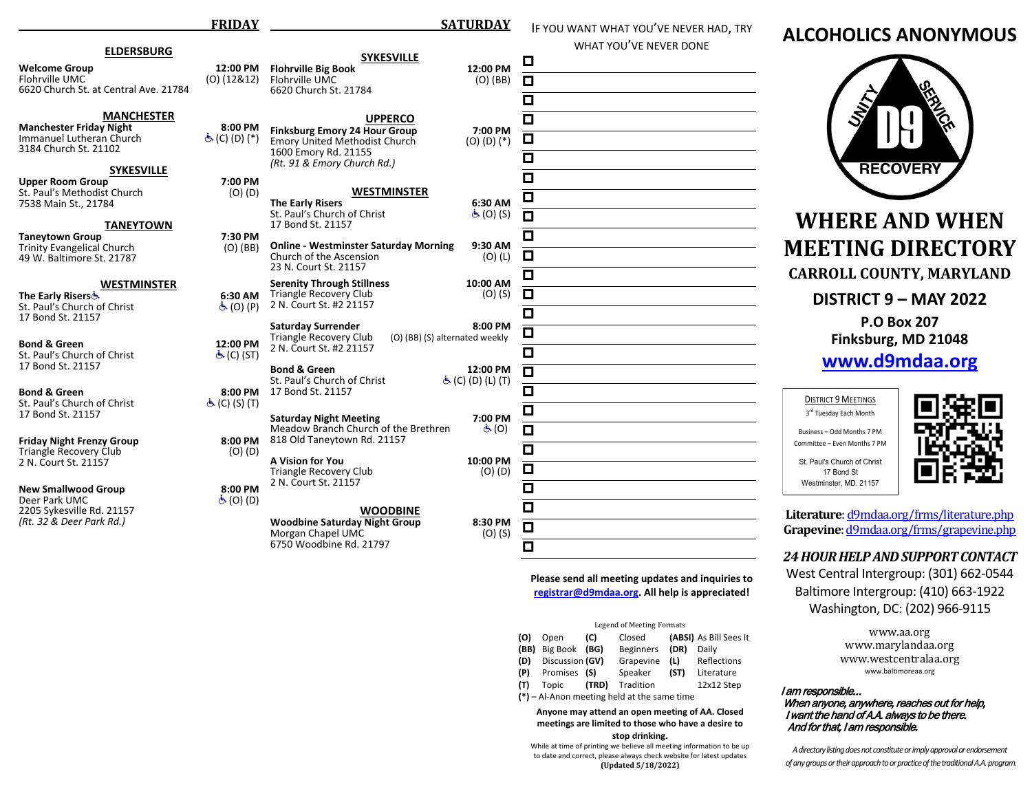## FRIDAY

### ELDERSBURG

**Welcome Group** — 12:00 PM
Flohrville UMC — (O) (12&12)
6620 Church St. at Central Ave. 21784

### MANCHESTER

**Manchester Friday Night** — 8:00 PM
Immanuel Lutheran Church — ♿ (C) (D) (*)
3184 Church St. 21102

### SYKESVILLE

**Upper Room Group** — 7:00 PM
St. Paul's Methodist Church — (O) (D)
7538 Main St., 21784

### TANEYTOWN

**Taneytown Group** — 7:30 PM
Trinity Evangelical Church — (O) (BB)
49 W. Baltimore St. 21787

### WESTMINSTER

**The Early Risers** ♿ — 6:30 AM
St. Paul's Church of Christ — ♿ (O) (P)
17 Bond St. 21157

**Bond & Green** — 12:00 PM
St. Paul's Church of Christ — ♿ (C) (ST)
17 Bond St. 21157

**Bond & Green** — 8:00 PM
St. Paul's Church of Christ — ♿ (C) (S) (T)
17 Bond St. 21157

**Friday Night Frenzy Group** — 8:00 PM
Triangle Recovery Club — (O) (D)
2 N. Court St. 21157

**New Smallwood Group** — 8:00 PM
Deer Park UMC — ♿ (O) (D)
2205 Sykesville Rd. 21157
*(Rt. 32 & Deer Park Rd.)*

## SATURDAY

### SYKESVILLE

**Flohrville Big Book** — 12:00 PM
Flohrville UMC — (O) (BB)
6620 Church St. 21784

### UPPERCO

**Finksburg Emory 24 Hour Group** — 7:00 PM
Emory United Methodist Church — (O) (D) (*)
1600 Emory Rd. 21155
*(Rt. 91 & Emory Church Rd.)*

### WESTMINSTER

**The Early Risers** — 6:30 AM
St. Paul's Church of Christ — ♿ (O) (S)
17 Bond St. 21157

**Online - Westminster Saturday Morning** — 9:30 AM
Church of the Ascension — (O) (L)
23 N. Court St. 21157

**Serenity Through Stillness** — 10:00 AM
Triangle Recovery Club — (O) (S)
2 N. Court St. #2 21157

**Saturday Surrender** — 8:00 PM
Triangle Recovery Club — (O) (BB) (S) alternated weekly
2 N. Court St. #2 21157

**Bond & Green** — 12:00 PM
St. Paul's Church of Christ — ♿ (C) (D) (L) (T)
17 Bond St. 21157

**Saturday Night Meeting** — 7:00 PM
Meadow Branch Church of the Brethren — ♿ (O)
818 Old Taneytown Rd. 21157

**A Vision for You** — 10:00 PM
Triangle Recovery Club — (O) (D)
2 N. Court St. 21157

### WOODBINE

**Woodbine Saturday Night Group** — 8:30 PM
Morgan Chapel UMC — (O) (S)
6750 Woodbine Rd. 21797

---

IF YOU WANT WHAT YOU'VE NEVER HAD, TRY WHAT YOU'VE NEVER DONE

- ☐
- ☐
- ☐
- ☐
- ☐
- ☐
- ☐
- ☐
- ☐
- ☐
- ☐
- ☐
- ☐
- ☐
- ☐
- ☐
- ☐
- ☐
- ☐
- ☐
- ☐
- ☐
- ☐
- ☐
- ☐
- ☐

**Please send all meeting updates and inquiries to registrar@d9mdaa.org. All help is appreciated!**

Legend of Meeting Formats

| | | | | | | | |
|---|---|---|---|---|---|---|---|
| (O) | Open | (C) | Closed | (ABSI) | As Bill Sees It | | |
| (BB) | Big Book | (BG) | Beginners | (DR) | Daily | | |
| (D) | Discussion | (GV) | Grapevine | (L) | Reflections | | |
| (P) | Promises | (S) | Speaker | (ST) | Literature | | |
| (T) | Topic | (TRD) | Tradition | | 12x12 Step | | |

(*) – Al-Anon meeting held at the same time

**Anyone may attend an open meeting of AA. Closed meetings are limited to those who have a desire to stop drinking.**

While at time of printing we believe all meeting information to be up to date and correct, please always check website for latest updates
**(Updated 5/18/2022)**

---

# ALCOHOLICS ANONYMOUS

UNITY SERVICE D9 RECOVERY

# WHERE AND WHEN MEETING DIRECTORY

## CARROLL COUNTY, MARYLAND

## DISTRICT 9 – MAY 2022

**P.O Box 207**
**Finksburg, MD 21048**

**www.d9mdaa.org**

DISTRICT 9 MEETINGS
3rd Tuesday Each Month

Business – Odd Months 7 PM
Committee – Even Months 7 PM

St. Paul's Church of Christ
17 Bond St
Westminster, MD. 21157

**Literature**: d9mdaa.org/frms/literature.php
**Grapevine**: d9mdaa.org/frms/grapevine.php

### *24 HOUR HELP AND SUPPORT CONTACT*

West Central Intergroup: (301) 662-0544
Baltimore Intergroup: (410) 663-1922
Washington, DC: (202) 966-9115

www.aa.org
www.marylandaa.org
www.westcentralaa.org
www.baltimoreaa.org

*I am responsible...*
*When anyone, anywhere, reaches out for help, I want the hand of A.A. always to be there. And for that, I am responsible.*

*A directory listing does not constitute or imply approval or endorsement of any groups or their approach to or practice of the traditional A.A. program.*